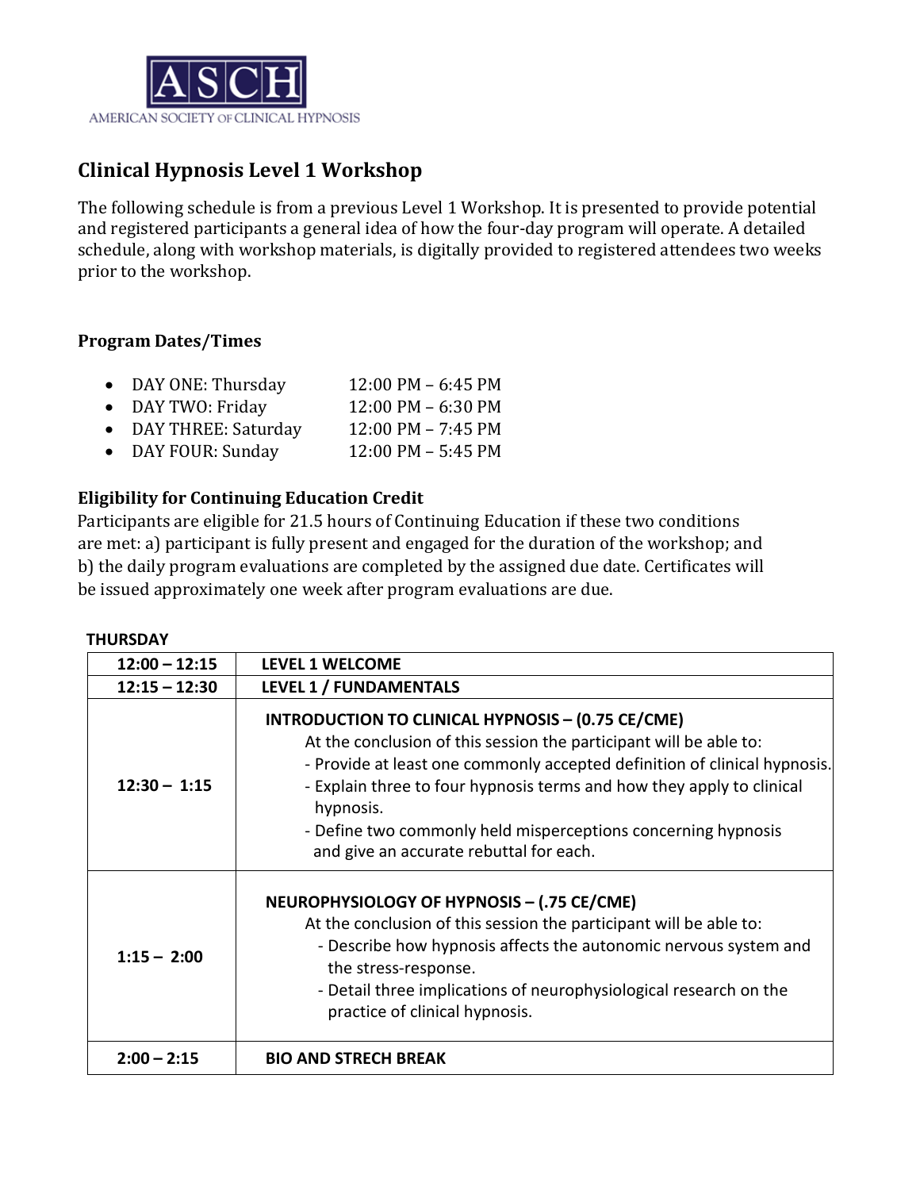ASCH

AMERICAN SOCIETY OF CLINICAL HYPNOSIS

# Clinical Hypnosis Level 1 Workshop

The following schedule is from a previous Level 1 Workshop. It is presented to provide potential and registered participants a general idea of how the four-day program will operate. A detailed schedule, along with workshop materials, is digitally provided to registered attendees two weeks prior to the workshop.

### Program Dates/Times

- DAY ONE: Thursday 12:00 PM – 6:45 PM
- DAY TWO: Friday 12:00 PM – 6:30 PM
- DAY THREE: Saturday 12:00 PM – 7:45 PM
- DAY FOUR: Sunday 12:00 PM – 5:45 PM

### Eligibility for Continuing Education Credit

Participants are eligible for 21.5 hours of Continuing Education if these two conditions are met: a) participant is fully present and engaged for the duration of the workshop; and b) the daily program evaluations are completed by the assigned due date. Certificates will be issued approximately one week after program evaluations are due.

**THURSDAY**

| | |
|---|---|
| **12:00 – 12:15** | **LEVEL 1 WELCOME** |
| **12:15 – 12:30** | **LEVEL 1 / FUNDAMENTALS** |
| **12:30 – 1:15** | **INTRODUCTION TO CLINICAL HYPNOSIS – (0.75 CE/CME)**<br>At the conclusion of this session the participant will be able to:<br>- Provide at least one commonly accepted definition of clinical hypnosis.<br>- Explain three to four hypnosis terms and how they apply to clinical hypnosis.<br>- Define two commonly held misperceptions concerning hypnosis and give an accurate rebuttal for each. |
| **1:15 – 2:00** | **NEUROPHYSIOLOGY OF HYPNOSIS – (.75 CE/CME)**<br>At the conclusion of this session the participant will be able to:<br>- Describe how hypnosis affects the autonomic nervous system and the stress-response.<br>- Detail three implications of neurophysiological research on the practice of clinical hypnosis. |
| **2:00 – 2:15** | **BIO AND STRECH BREAK** |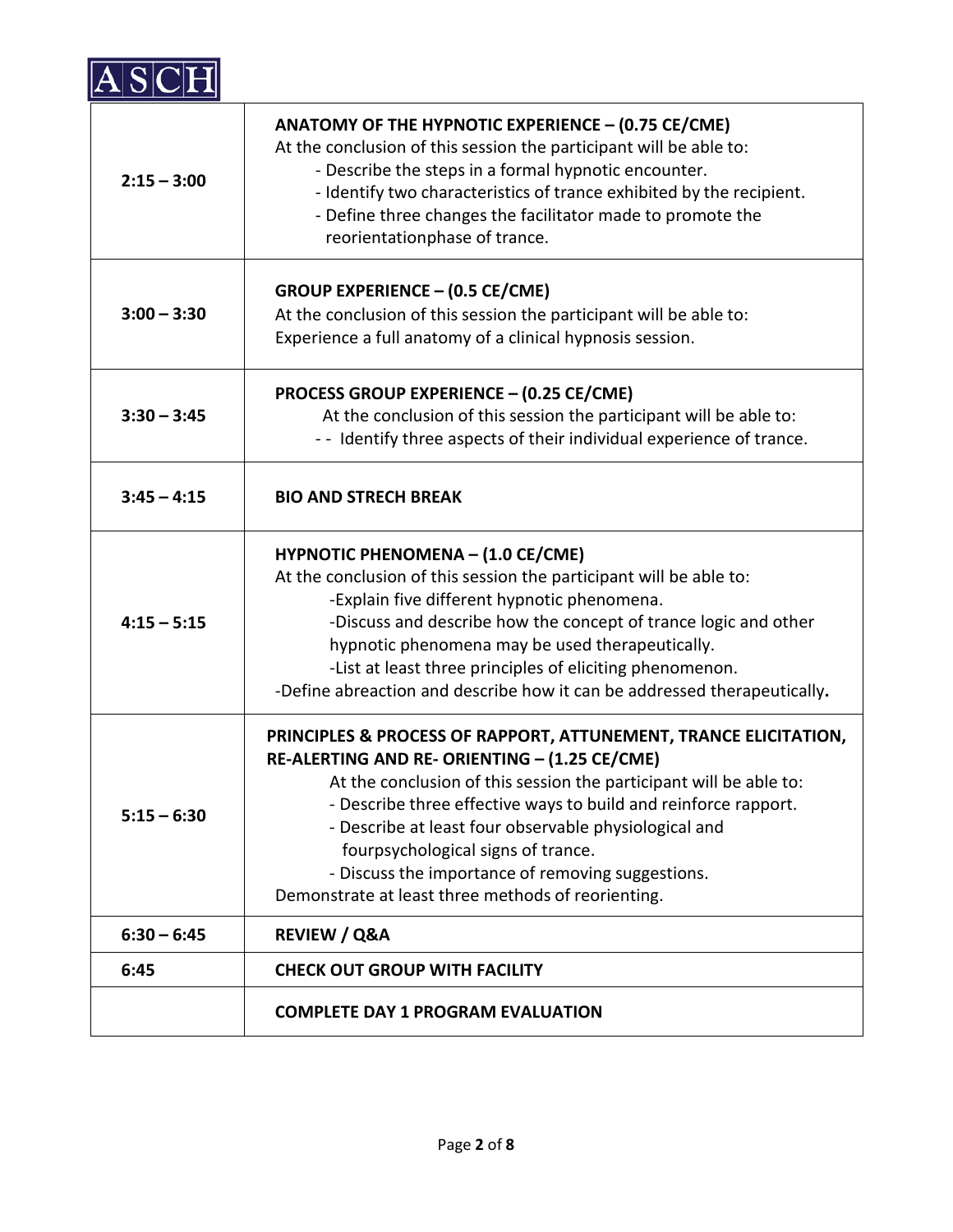ASCH

| | |
|---|---|
| 2:15 – 3:00 | **ANATOMY OF THE HYPNOTIC EXPERIENCE – (0.75 CE/CME)**<br>At the conclusion of this session the participant will be able to:<br>- Describe the steps in a formal hypnotic encounter.<br>- Identify two characteristics of trance exhibited by the recipient.<br>- Define three changes the facilitator made to promote the reorientationphase of trance. |
| 3:00 – 3:30 | **GROUP EXPERIENCE – (0.5 CE/CME)**<br>At the conclusion of this session the participant will be able to:<br>Experience a full anatomy of a clinical hypnosis session. |
| 3:30 – 3:45 | **PROCESS GROUP EXPERIENCE – (0.25 CE/CME)**<br>At the conclusion of this session the participant will be able to:<br>- - Identify three aspects of their individual experience of trance. |
| 3:45 – 4:15 | **BIO AND STRECH BREAK** |
| 4:15 – 5:15 | **HYPNOTIC PHENOMENA – (1.0 CE/CME)**<br>At the conclusion of this session the participant will be able to:<br>-Explain five different hypnotic phenomena.<br>-Discuss and describe how the concept of trance logic and other hypnotic phenomena may be used therapeutically.<br>-List at least three principles of eliciting phenomenon.<br>-Define abreaction and describe how it can be addressed therapeutically**.** |
| 5:15 – 6:30 | **PRINCIPLES & PROCESS OF RAPPORT, ATTUNEMENT, TRANCE ELICITATION, RE-ALERTING AND RE- ORIENTING – (1.25 CE/CME)**<br>At the conclusion of this session the participant will be able to:<br>- Describe three effective ways to build and reinforce rapport.<br>- Describe at least four observable physiological and fourpsychological signs of trance.<br>- Discuss the importance of removing suggestions.<br>Demonstrate at least three methods of reorienting. |
| 6:30 – 6:45 | **REVIEW / Q&A** |
| 6:45 | **CHECK OUT GROUP WITH FACILITY** |
| | **COMPLETE DAY 1 PROGRAM EVALUATION** |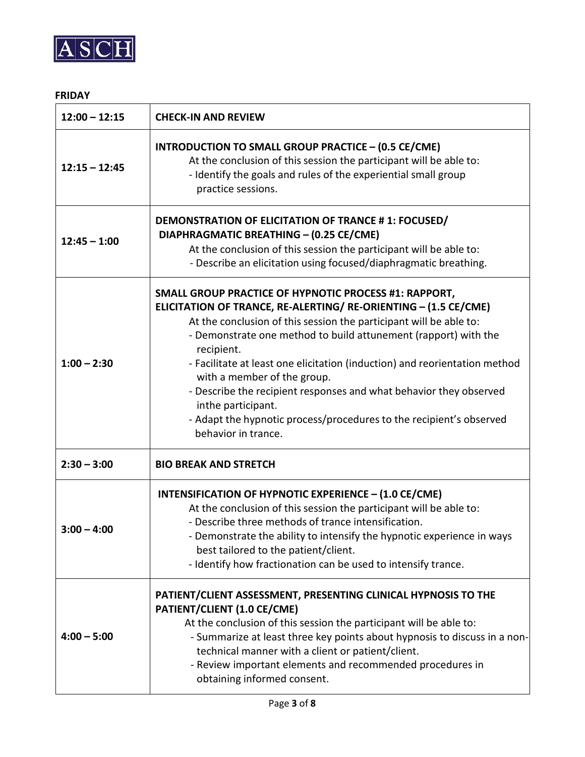**FRIDAY**

| Time | Session |
|---|---|
| 12:00 – 12:15 | **CHECK-IN AND REVIEW** |
| 12:15 – 12:45 | **INTRODUCTION TO SMALL GROUP PRACTICE – (0.5 CE/CME)**<br>At the conclusion of this session the participant will be able to:<br>- Identify the goals and rules of the experiential small group practice sessions. |
| 12:45 – 1:00 | **DEMONSTRATION OF ELICITATION OF TRANCE # 1: FOCUSED/ DIAPHRAGMATIC BREATHING – (0.25 CE/CME)**<br>At the conclusion of this session the participant will be able to:<br>- Describe an elicitation using focused/diaphragmatic breathing. |
| 1:00 – 2:30 | **SMALL GROUP PRACTICE OF HYPNOTIC PROCESS #1: RAPPORT, ELICITATION OF TRANCE, RE-ALERTING/ RE-ORIENTING – (1.5 CE/CME)**<br>At the conclusion of this session the participant will be able to:<br>- Demonstrate one method to build attunement (rapport) with the recipient.<br>- Facilitate at least one elicitation (induction) and reorientation method with a member of the group.<br>- Describe the recipient responses and what behavior they observed inthe participant.<br>- Adapt the hypnotic process/procedures to the recipient's observed behavior in trance. |
| 2:30 – 3:00 | **BIO BREAK AND STRETCH** |
| 3:00 – 4:00 | **INTENSIFICATION OF HYPNOTIC EXPERIENCE – (1.0 CE/CME)**<br>At the conclusion of this session the participant will be able to:<br>- Describe three methods of trance intensification.<br>- Demonstrate the ability to intensify the hypnotic experience in ways best tailored to the patient/client.<br>- Identify how fractionation can be used to intensify trance. |
| 4:00 – 5:00 | **PATIENT/CLIENT ASSESSMENT, PRESENTING CLINICAL HYPNOSIS TO THE PATIENT/CLIENT (1.0 CE/CME)**<br>At the conclusion of this session the participant will be able to:<br>- Summarize at least three key points about hypnosis to discuss in a non-technical manner with a client or patient/client.<br>- Review important elements and recommended procedures in obtaining informed consent. |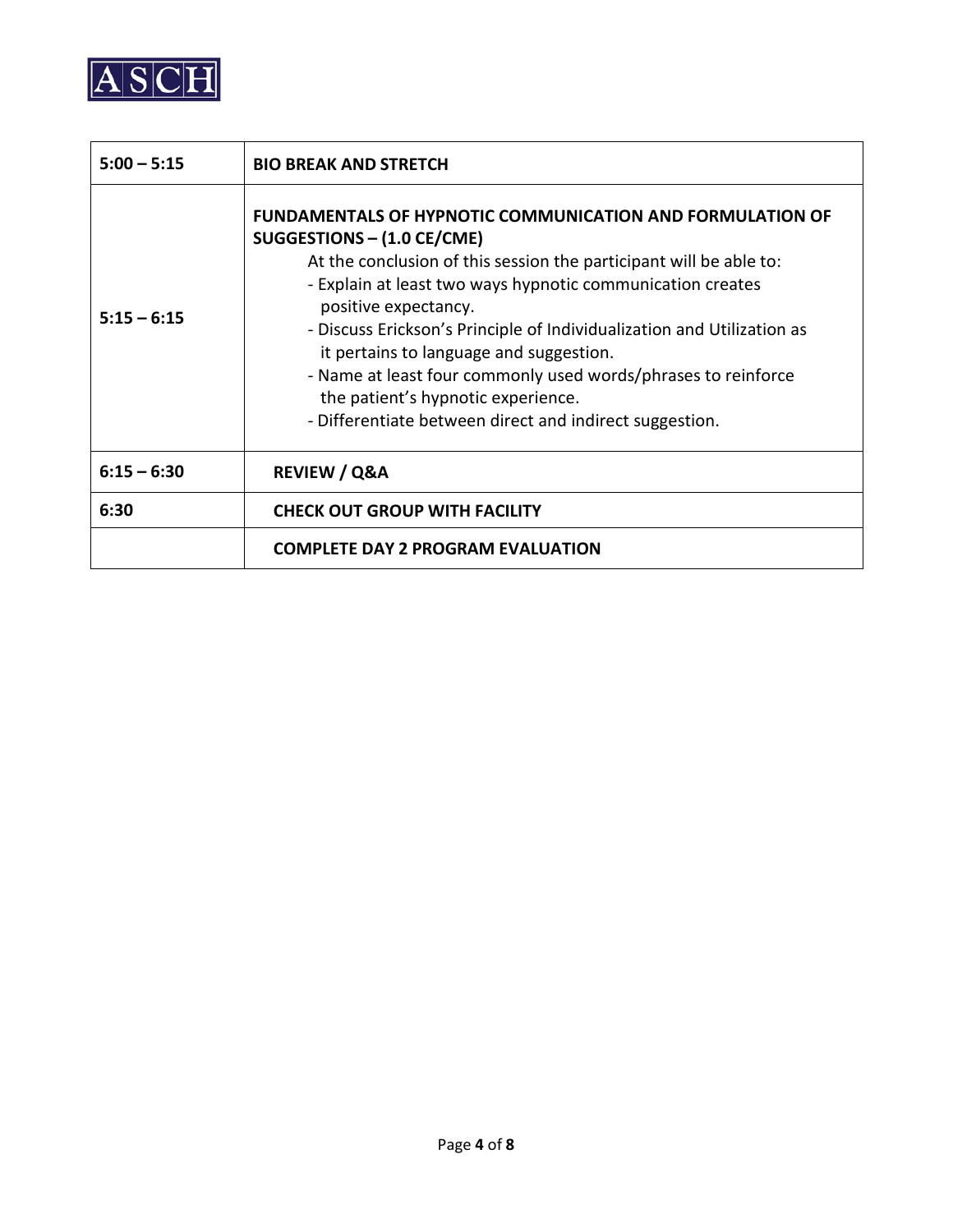| | |
|---|---|
| **5:00 – 5:15** | **BIO BREAK AND STRETCH** |
| **5:15 – 6:15** | **FUNDAMENTALS OF HYPNOTIC COMMUNICATION AND FORMULATION OF SUGGESTIONS – (1.0 CE/CME)**<br>At the conclusion of this session the participant will be able to:<br>- Explain at least two ways hypnotic communication creates positive expectancy.<br>- Discuss Erickson's Principle of Individualization and Utilization as it pertains to language and suggestion.<br>- Name at least four commonly used words/phrases to reinforce the patient's hypnotic experience.<br>- Differentiate between direct and indirect suggestion. |
| **6:15 – 6:30** | **REVIEW / Q&A** |
| **6:30** | **CHECK OUT GROUP WITH FACILITY** |
| | **COMPLETE DAY 2 PROGRAM EVALUATION** |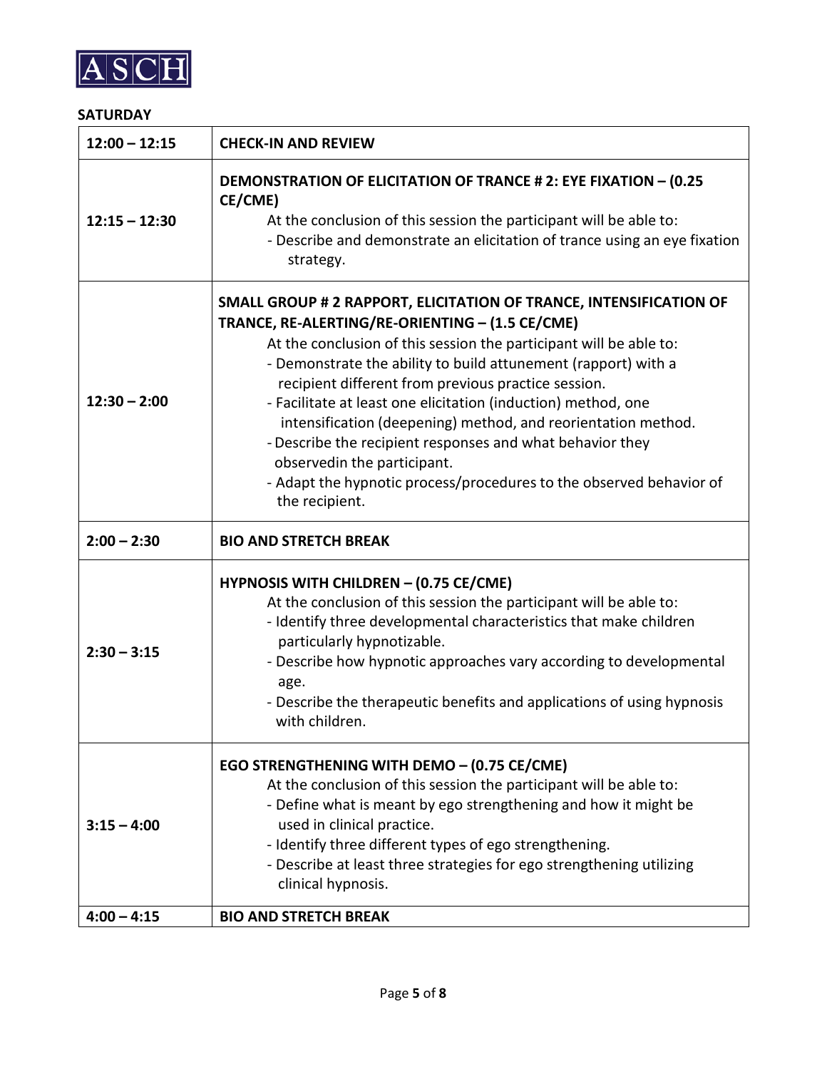**SATURDAY**

| Time | Session |
|---|---|
| 12:00 – 12:15 | **CHECK-IN AND REVIEW** |
| 12:15 – 12:30 | **DEMONSTRATION OF ELICITATION OF TRANCE # 2: EYE FIXATION – (0.25 CE/CME)**<br>At the conclusion of this session the participant will be able to:<br>- Describe and demonstrate an elicitation of trance using an eye fixation strategy. |
| 12:30 – 2:00 | **SMALL GROUP # 2 RAPPORT, ELICITATION OF TRANCE, INTENSIFICATION OF TRANCE, RE-ALERTING/RE-ORIENTING – (1.5 CE/CME)**<br>At the conclusion of this session the participant will be able to:<br>- Demonstrate the ability to build attunement (rapport) with a recipient different from previous practice session.<br>- Facilitate at least one elicitation (induction) method, one intensification (deepening) method, and reorientation method.<br>- Describe the recipient responses and what behavior they observedin the participant.<br>- Adapt the hypnotic process/procedures to the observed behavior of the recipient. |
| 2:00 – 2:30 | **BIO AND STRETCH BREAK** |
| 2:30 – 3:15 | **HYPNOSIS WITH CHILDREN – (0.75 CE/CME)**<br>At the conclusion of this session the participant will be able to:<br>- Identify three developmental characteristics that make children particularly hypnotizable.<br>- Describe how hypnotic approaches vary according to developmental age.<br>- Describe the therapeutic benefits and applications of using hypnosis with children. |
| 3:15 – 4:00 | **EGO STRENGTHENING WITH DEMO – (0.75 CE/CME)**<br>At the conclusion of this session the participant will be able to:<br>- Define what is meant by ego strengthening and how it might be used in clinical practice.<br>- Identify three different types of ego strengthening.<br>- Describe at least three strategies for ego strengthening utilizing clinical hypnosis. |
| 4:00 – 4:15 | **BIO AND STRETCH BREAK** |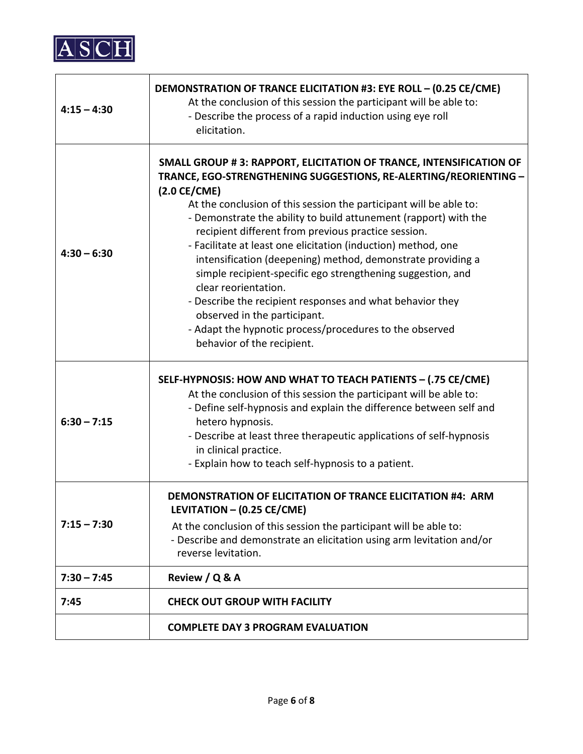| | |
|---|---|
| **4:15 – 4:30** | **DEMONSTRATION OF TRANCE ELICITATION #3: EYE ROLL – (0.25 CE/CME)**<br>At the conclusion of this session the participant will be able to:<br>- Describe the process of a rapid induction using eye roll elicitation. |
| **4:30 – 6:30** | **SMALL GROUP # 3: RAPPORT, ELICITATION OF TRANCE, INTENSIFICATION OF TRANCE, EGO-STRENGTHENING SUGGESTIONS, RE-ALERTING/REORIENTING – (2.0 CE/CME)**<br>At the conclusion of this session the participant will be able to:<br>- Demonstrate the ability to build attunement (rapport) with the recipient different from previous practice session.<br>- Facilitate at least one elicitation (induction) method, one intensification (deepening) method, demonstrate providing a simple recipient-specific ego strengthening suggestion, and clear reorientation.<br>- Describe the recipient responses and what behavior they observed in the participant.<br>- Adapt the hypnotic process/procedures to the observed behavior of the recipient. |
| **6:30 – 7:15** | **SELF-HYPNOSIS: HOW AND WHAT TO TEACH PATIENTS – (.75 CE/CME)**<br>At the conclusion of this session the participant will be able to:<br>- Define self-hypnosis and explain the difference between self and hetero hypnosis.<br>- Describe at least three therapeutic applications of self-hypnosis in clinical practice.<br>- Explain how to teach self-hypnosis to a patient. |
| **7:15 – 7:30** | **DEMONSTRATION OF ELICITATION OF TRANCE ELICITATION #4: ARM LEVITATION – (0.25 CE/CME)**<br>At the conclusion of this session the participant will be able to:<br>- Describe and demonstrate an elicitation using arm levitation and/or reverse levitation. |
| **7:30 – 7:45** | **Review / Q & A** |
| **7:45** | **CHECK OUT GROUP WITH FACILITY** |
| | **COMPLETE DAY 3 PROGRAM EVALUATION** |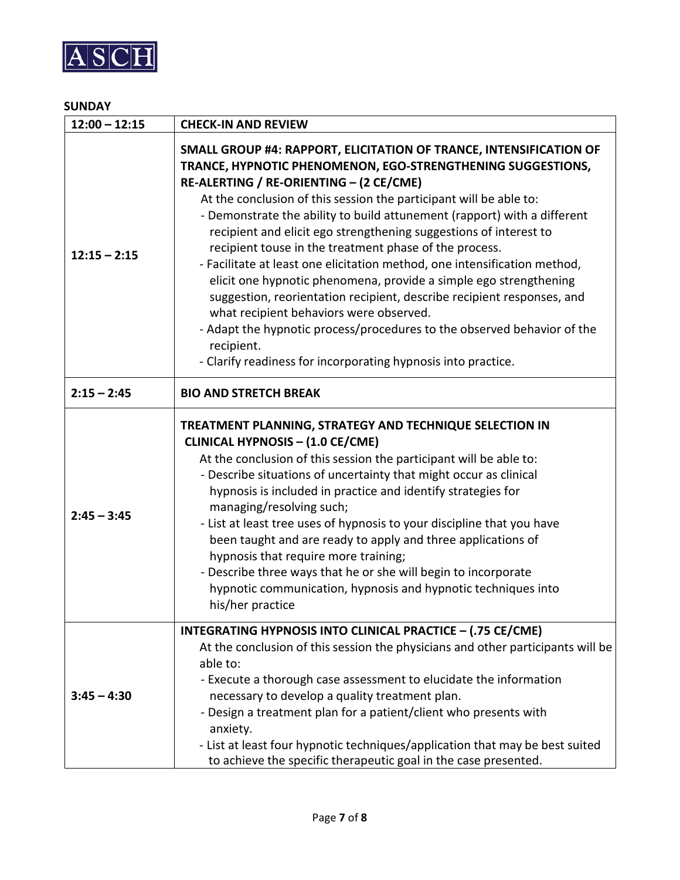## SUNDAY

| 12:00 – 12:15 | CHECK-IN AND REVIEW |
|---|---|
| 12:15 – 2:15 | **SMALL GROUP #4: RAPPORT, ELICITATION OF TRANCE, INTENSIFICATION OF TRANCE, HYPNOTIC PHENOMENON, EGO-STRENGTHENING SUGGESTIONS, RE-ALERTING / RE-ORIENTING – (2 CE/CME)**<br>At the conclusion of this session the participant will be able to:<br>- Demonstrate the ability to build attunement (rapport) with a different recipient and elicit ego strengthening suggestions of interest to recipient touse in the treatment phase of the process.<br>- Facilitate at least one elicitation method, one intensification method, elicit one hypnotic phenomena, provide a simple ego strengthening suggestion, reorientation recipient, describe recipient responses, and what recipient behaviors were observed.<br>- Adapt the hypnotic process/procedures to the observed behavior of the recipient.<br>- Clarify readiness for incorporating hypnosis into practice. |
| 2:15 – 2:45 | **BIO AND STRETCH BREAK** |
| 2:45 – 3:45 | **TREATMENT PLANNING, STRATEGY AND TECHNIQUE SELECTION IN CLINICAL HYPNOSIS – (1.0 CE/CME)**<br>At the conclusion of this session the participant will be able to:<br>- Describe situations of uncertainty that might occur as clinical hypnosis is included in practice and identify strategies for managing/resolving such;<br>- List at least tree uses of hypnosis to your discipline that you have been taught and are ready to apply and three applications of hypnosis that require more training;<br>- Describe three ways that he or she will begin to incorporate hypnotic communication, hypnosis and hypnotic techniques into his/her practice |
| 3:45 – 4:30 | **INTEGRATING HYPNOSIS INTO CLINICAL PRACTICE – (.75 CE/CME)**<br>At the conclusion of this session the physicians and other participants will be able to:<br>- Execute a thorough case assessment to elucidate the information necessary to develop a quality treatment plan.<br>- Design a treatment plan for a patient/client who presents with anxiety.<br>- List at least four hypnotic techniques/application that may be best suited to achieve the specific therapeutic goal in the case presented. |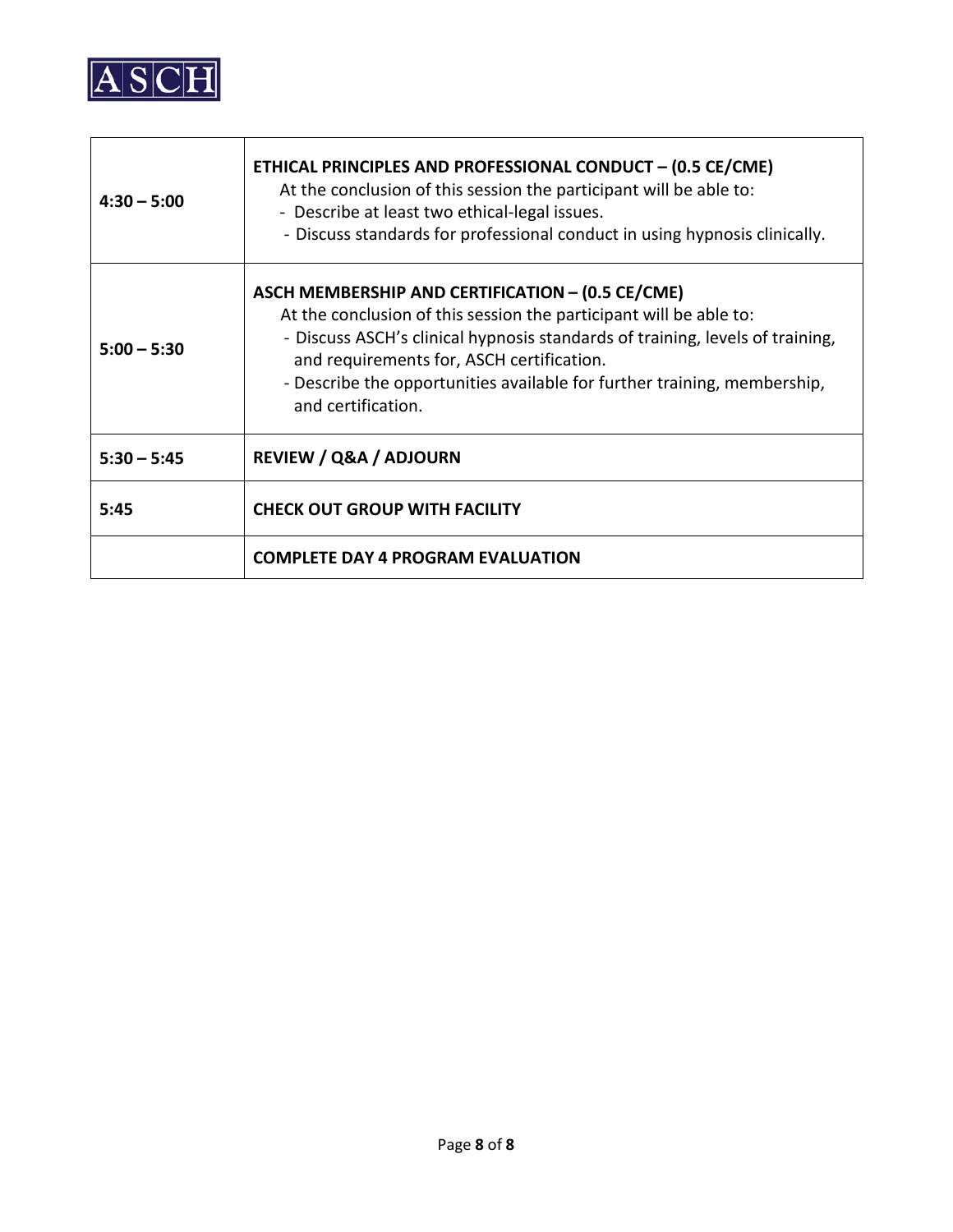| | |
|---|---|
| **4:30 – 5:00** | **ETHICAL PRINCIPLES AND PROFESSIONAL CONDUCT – (0.5 CE/CME)**<br>At the conclusion of this session the participant will be able to:<br>- Describe at least two ethical-legal issues.<br>- Discuss standards for professional conduct in using hypnosis clinically. |
| **5:00 – 5:30** | **ASCH MEMBERSHIP AND CERTIFICATION – (0.5 CE/CME)**<br>At the conclusion of this session the participant will be able to:<br>- Discuss ASCH's clinical hypnosis standards of training, levels of training, and requirements for, ASCH certification.<br>- Describe the opportunities available for further training, membership, and certification. |
| **5:30 – 5:45** | **REVIEW / Q&A / ADJOURN** |
| **5:45** | **CHECK OUT GROUP WITH FACILITY** |
| | **COMPLETE DAY 4 PROGRAM EVALUATION** |